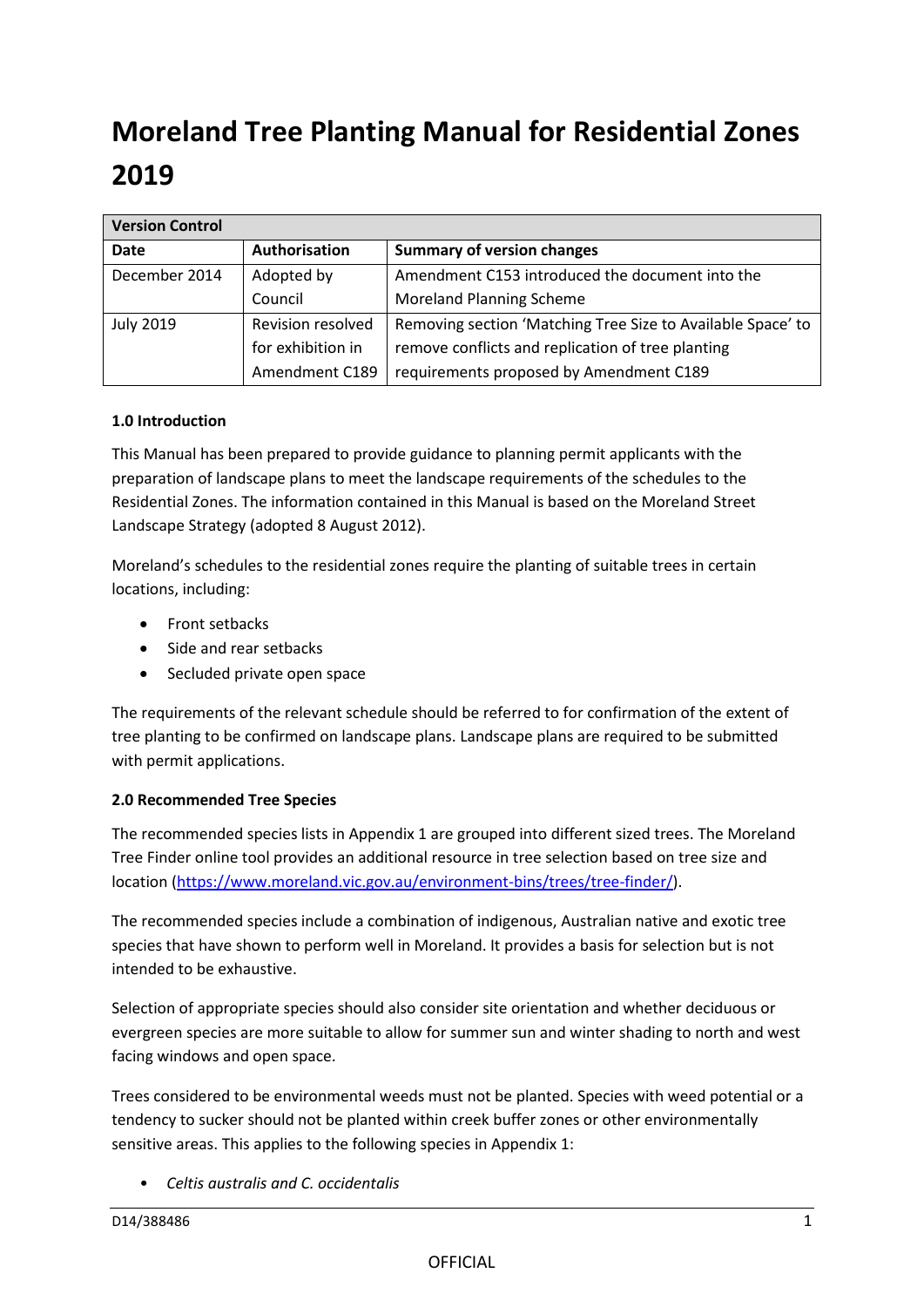# Moreland Tree Planting Manual for Residential Zones 2019

| Version Control | | |
|---|---|---|
| **Date** | **Authorisation** | **Summary of version changes** |
| December 2014 | Adopted by Council | Amendment C153 introduced the document into the Moreland Planning Scheme |
| July 2019 | Revision resolved for exhibition in Amendment C189 | Removing section 'Matching Tree Size to Available Space' to remove conflicts and replication of tree planting requirements proposed by Amendment C189 |

**1.0 Introduction**

This Manual has been prepared to provide guidance to planning permit applicants with the preparation of landscape plans to meet the landscape requirements of the schedules to the Residential Zones. The information contained in this Manual is based on the Moreland Street Landscape Strategy (adopted 8 August 2012).

Moreland's schedules to the residential zones require the planting of suitable trees in certain locations, including:

- Front setbacks
- Side and rear setbacks
- Secluded private open space

The requirements of the relevant schedule should be referred to for confirmation of the extent of tree planting to be confirmed on landscape plans. Landscape plans are required to be submitted with permit applications.

**2.0 Recommended Tree Species**

The recommended species lists in Appendix 1 are grouped into different sized trees. The Moreland Tree Finder online tool provides an additional resource in tree selection based on tree size and location (https://www.moreland.vic.gov.au/environment-bins/trees/tree-finder/).

The recommended species include a combination of indigenous, Australian native and exotic tree species that have shown to perform well in Moreland. It provides a basis for selection but is not intended to be exhaustive.

Selection of appropriate species should also consider site orientation and whether deciduous or evergreen species are more suitable to allow for summer sun and winter shading to north and west facing windows and open space.

Trees considered to be environmental weeds must not be planted. Species with weed potential or a tendency to sucker should not be planted within creek buffer zones or other environmentally sensitive areas. This applies to the following species in Appendix 1:

- *Celtis australis and C. occidentalis*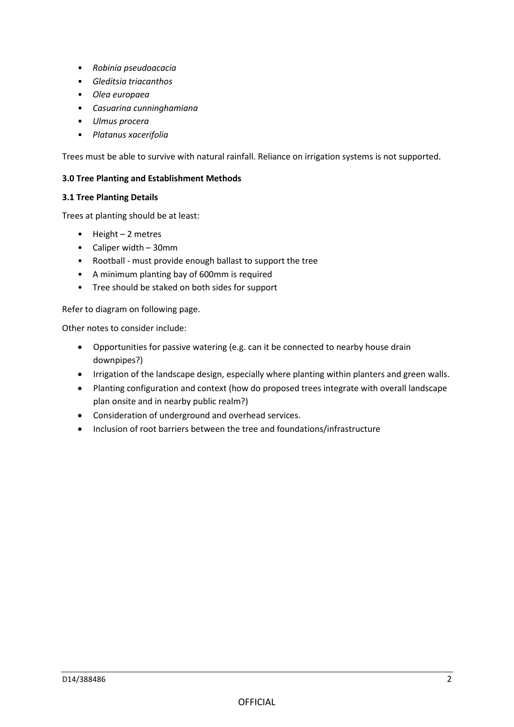- *Robinia pseudoacacia*
- *Gleditsia triacanthos*
- *Olea europaea*
- *Casuarina cunninghamiana*
- *Ulmus procera*
- *Platanus xacerifolia*

Trees must be able to survive with natural rainfall. Reliance on irrigation systems is not supported.

### 3.0 Tree Planting and Establishment Methods

#### 3.1 Tree Planting Details

Trees at planting should be at least:

- Height – 2 metres
- Caliper width – 30mm
- Rootball - must provide enough ballast to support the tree
- A minimum planting bay of 600mm is required
- Tree should be staked on both sides for support

Refer to diagram on following page.

Other notes to consider include:

- Opportunities for passive watering (e.g. can it be connected to nearby house drain downpipes?)
- Irrigation of the landscape design, especially where planting within planters and green walls.
- Planting configuration and context (how do proposed trees integrate with overall landscape plan onsite and in nearby public realm?)
- Consideration of underground and overhead services.
- Inclusion of root barriers between the tree and foundations/infrastructure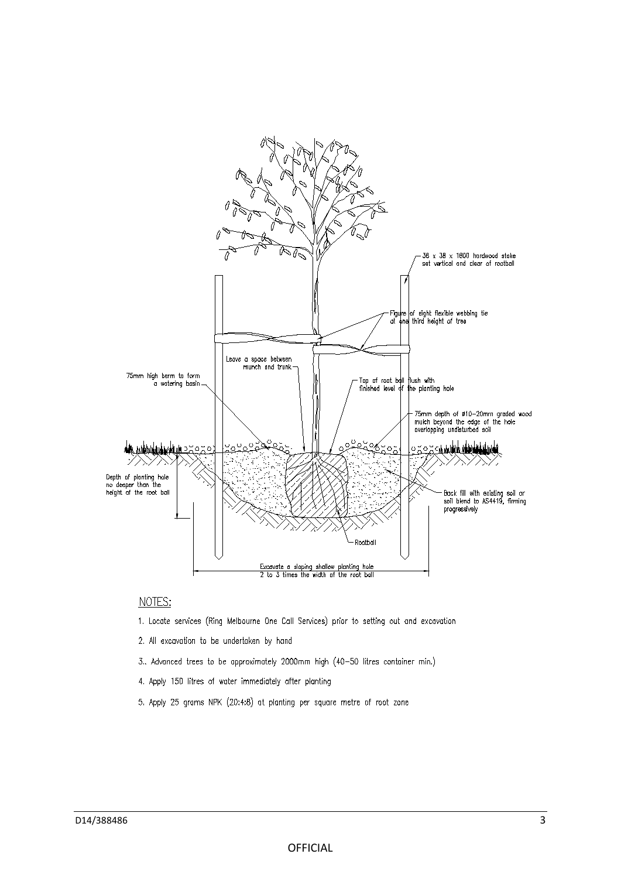38 x 38 x 1800 hardwood stake set vertical and clear of rootball

Figure of eight flexible webbing tie at one third height of tree

Leave a space between munch and trunk

75mm high berm to form a watering basin

Top of root ball flush with finished level of the planting hole

75mm depth of ø10–20mm graded wood mulch beyond the edge of the hole overlapping undisturbed soil

Depth of planting hole no deeper than the height of the root ball

Back fill with existing soil or soil blend to AS4419, firming progressively

Rootball

Excavate a sloping shallow planting hole 2 to 3 times the width of the root ball

NOTES:

1. Locate services (Ring Melbourne One Call Services) prior to setting out and excavation
2. All excavation to be undertaken by hand
3.. Advanced trees to be approximately 2000mm high (40–50 litres container min.)
4. Apply 150 litres of water immediately after planting
5. Apply 25 grams NPK (20:4:8) at planting per square metre of root zone

D14/388486

OFFICIAL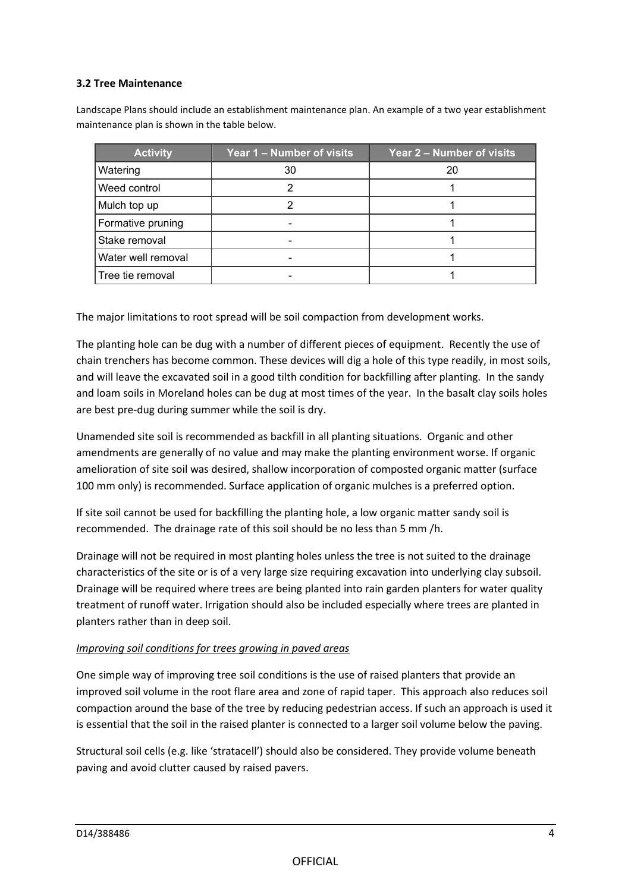### 3.2 Tree Maintenance

Landscape Plans should include an establishment maintenance plan. An example of a two year establishment maintenance plan is shown in the table below.

| Activity | Year 1 – Number of visits | Year 2 – Number of visits |
| --- | --- | --- |
| Watering | 30 | 20 |
| Weed control | 2 | 1 |
| Mulch top up | 2 | 1 |
| Formative pruning | - | 1 |
| Stake removal | - | 1 |
| Water well removal | - | 1 |
| Tree tie removal | - | 1 |

The major limitations to root spread will be soil compaction from development works.

The planting hole can be dug with a number of different pieces of equipment. Recently the use of chain trenchers has become common. These devices will dig a hole of this type readily, in most soils, and will leave the excavated soil in a good tilth condition for backfilling after planting. In the sandy and loam soils in Moreland holes can be dug at most times of the year. In the basalt clay soils holes are best pre-dug during summer while the soil is dry.

Unamended site soil is recommended as backfill in all planting situations. Organic and other amendments are generally of no value and may make the planting environment worse. If organic amelioration of site soil was desired, shallow incorporation of composted organic matter (surface 100 mm only) is recommended. Surface application of organic mulches is a preferred option.

If site soil cannot be used for backfilling the planting hole, a low organic matter sandy soil is recommended. The drainage rate of this soil should be no less than 5 mm /h.

Drainage will not be required in most planting holes unless the tree is not suited to the drainage characteristics of the site or is of a very large size requiring excavation into underlying clay subsoil. Drainage will be required where trees are being planted into rain garden planters for water quality treatment of runoff water. Irrigation should also be included especially where trees are planted in planters rather than in deep soil.

*Improving soil conditions for trees growing in paved areas*

One simple way of improving tree soil conditions is the use of raised planters that provide an improved soil volume in the root flare area and zone of rapid taper. This approach also reduces soil compaction around the base of the tree by reducing pedestrian access. If such an approach is used it is essential that the soil in the raised planter is connected to a larger soil volume below the paving.

Structural soil cells (e.g. like 'stratacell') should also be considered. They provide volume beneath paving and avoid clutter caused by raised pavers.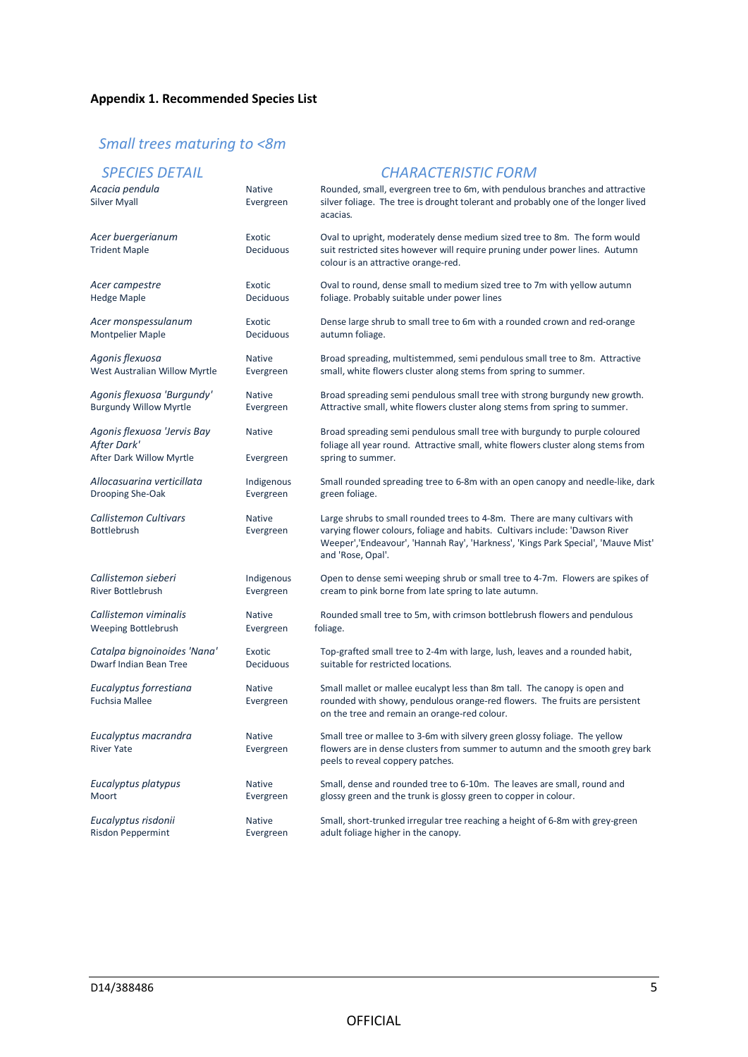**Appendix 1. Recommended Species List**

## *Small trees maturing to <8m*

| *SPECIES DETAIL* | | *CHARACTERISTIC FORM* |
|---|---|---|
| *Acacia pendula*<br>Silver Myall | Native<br>Evergreen | Rounded, small, evergreen tree to 6m, with pendulous branches and attractive silver foliage. The tree is drought tolerant and probably one of the longer lived acacias. |
| *Acer buergerianum*<br>Trident Maple | Exotic<br>Deciduous | Oval to upright, moderately dense medium sized tree to 8m. The form would suit restricted sites however will require pruning under power lines. Autumn colour is an attractive orange-red. |
| *Acer campestre*<br>Hedge Maple | Exotic<br>Deciduous | Oval to round, dense small to medium sized tree to 7m with yellow autumn foliage. Probably suitable under power lines |
| *Acer monspessulanum*<br>Montpelier Maple | Exotic<br>Deciduous | Dense large shrub to small tree to 6m with a rounded crown and red-orange autumn foliage. |
| *Agonis flexuosa*<br>West Australian Willow Myrtle | Native<br>Evergreen | Broad spreading, multistemmed, semi pendulous small tree to 8m. Attractive small, white flowers cluster along stems from spring to summer. |
| *Agonis flexuosa 'Burgundy'*<br>Burgundy Willow Myrtle | Native<br>Evergreen | Broad spreading semi pendulous small tree with strong burgundy new growth. Attractive small, white flowers cluster along stems from spring to summer. |
| *Agonis flexuosa 'Jervis Bay After Dark'*<br>After Dark Willow Myrtle | Native<br>Evergreen | Broad spreading semi pendulous small tree with burgundy to purple coloured foliage all year round. Attractive small, white flowers cluster along stems from spring to summer. |
| *Allocasuarina verticillata*<br>Drooping She-Oak | Indigenous<br>Evergreen | Small rounded spreading tree to 6-8m with an open canopy and needle-like, dark green foliage. |
| *Callistemon Cultivars*<br>Bottlebrush | Native<br>Evergreen | Large shrubs to small rounded trees to 4-8m. There are many cultivars with varying flower colours, foliage and habits. Cultivars include: 'Dawson River Weeper','Endeavour', 'Hannah Ray', 'Harkness', 'Kings Park Special', 'Mauve Mist' and 'Rose, Opal'. |
| *Callistemon sieberi*<br>River Bottlebrush | Indigenous<br>Evergreen | Open to dense semi weeping shrub or small tree to 4-7m. Flowers are spikes of cream to pink borne from late spring to late autumn. |
| *Callistemon viminalis*<br>Weeping Bottlebrush | Native<br>Evergreen | Rounded small tree to 5m, with crimson bottlebrush flowers and pendulous foliage. |
| *Catalpa bignoinoides 'Nana'*<br>Dwarf Indian Bean Tree | Exotic<br>Deciduous | Top-grafted small tree to 2-4m with large, lush, leaves and a rounded habit, suitable for restricted locations. |
| *Eucalyptus forrestiana*<br>Fuchsia Mallee | Native<br>Evergreen | Small mallet or mallee eucalypt less than 8m tall. The canopy is open and rounded with showy, pendulous orange-red flowers. The fruits are persistent on the tree and remain an orange-red colour. |
| *Eucalyptus macrandra*<br>River Yate | Native<br>Evergreen | Small tree or mallee to 3-6m with silvery green glossy foliage. The yellow flowers are in dense clusters from summer to autumn and the smooth grey bark peels to reveal coppery patches. |
| *Eucalyptus platypus*<br>Moort | Native<br>Evergreen | Small, dense and rounded tree to 6-10m. The leaves are small, round and glossy green and the trunk is glossy green to copper in colour. |
| *Eucalyptus risdonii*<br>Risdon Peppermint | Native<br>Evergreen | Small, short-trunked irregular tree reaching a height of 6-8m with grey-green adult foliage higher in the canopy. |

D14/388486

OFFICIAL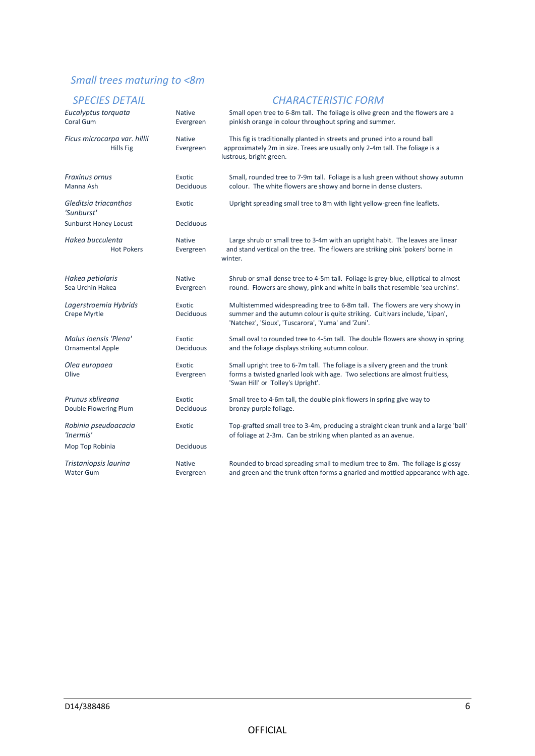## *Small trees maturing to <8m*

| *SPECIES DETAIL* | | *CHARACTERISTIC FORM* |
|---|---|---|
| *Eucalyptus torquata* Coral Gum | Native Evergreen | Small open tree to 6-8m tall. The foliage is olive green and the flowers are a pinkish orange in colour throughout spring and summer. |
| *Ficus microcarpa var. hillii* Hills Fig | Native Evergreen | This fig is traditionally planted in streets and pruned into a round ball approximately 2m in size. Trees are usually only 2-4m tall. The foliage is a lustrous, bright green. |
| *Fraxinus ornus* Manna Ash | Exotic Deciduous | Small, rounded tree to 7-9m tall. Foliage is a lush green without showy autumn colour. The white flowers are showy and borne in dense clusters. |
| *Gleditsia triacanthos 'Sunburst'* Sunburst Honey Locust | Exotic Deciduous | Upright spreading small tree to 8m with light yellow-green fine leaflets. |
| *Hakea bucculenta* Hot Pokers | Native Evergreen | Large shrub or small tree to 3-4m with an upright habit. The leaves are linear and stand vertical on the tree. The flowers are striking pink 'pokers' borne in winter. |
| *Hakea petiolaris* Sea Urchin Hakea | Native Evergreen | Shrub or small dense tree to 4-5m tall. Foliage is grey-blue, elliptical to almost round. Flowers are showy, pink and white in balls that resemble 'sea urchins'. |
| *Lagerstroemia Hybrids* Crepe Myrtle | Exotic Deciduous | Multistemmed widespreading tree to 6-8m tall. The flowers are very showy in summer and the autumn colour is quite striking. Cultivars include, 'Lipan', 'Natchez', 'Sioux', 'Tuscarora', 'Yuma' and 'Zuni'. |
| *Malus ioensis 'Plena'* Ornamental Apple | Exotic Deciduous | Small oval to rounded tree to 4-5m tall. The double flowers are showy in spring and the foliage displays striking autumn colour. |
| *Olea europaea* Olive | Exotic Evergreen | Small upright tree to 6-7m tall. The foliage is a silvery green and the trunk forms a twisted gnarled look with age. Two selections are almost fruitless, 'Swan Hill' or 'Tolley's Upright'. |
| *Prunus xblireana* Double Flowering Plum | Exotic Deciduous | Small tree to 4-6m tall, the double pink flowers in spring give way to bronzy-purple foliage. |
| *Robinia pseudoacacia 'Inermis'* Mop Top Robinia | Exotic Deciduous | Top-grafted small tree to 3-4m, producing a straight clean trunk and a large 'ball' of foliage at 2-3m. Can be striking when planted as an avenue. |
| *Tristaniopsis laurina* Water Gum | Native Evergreen | Rounded to broad spreading small to medium tree to 8m. The foliage is glossy and green and the trunk often forms a gnarled and mottled appearance with age. |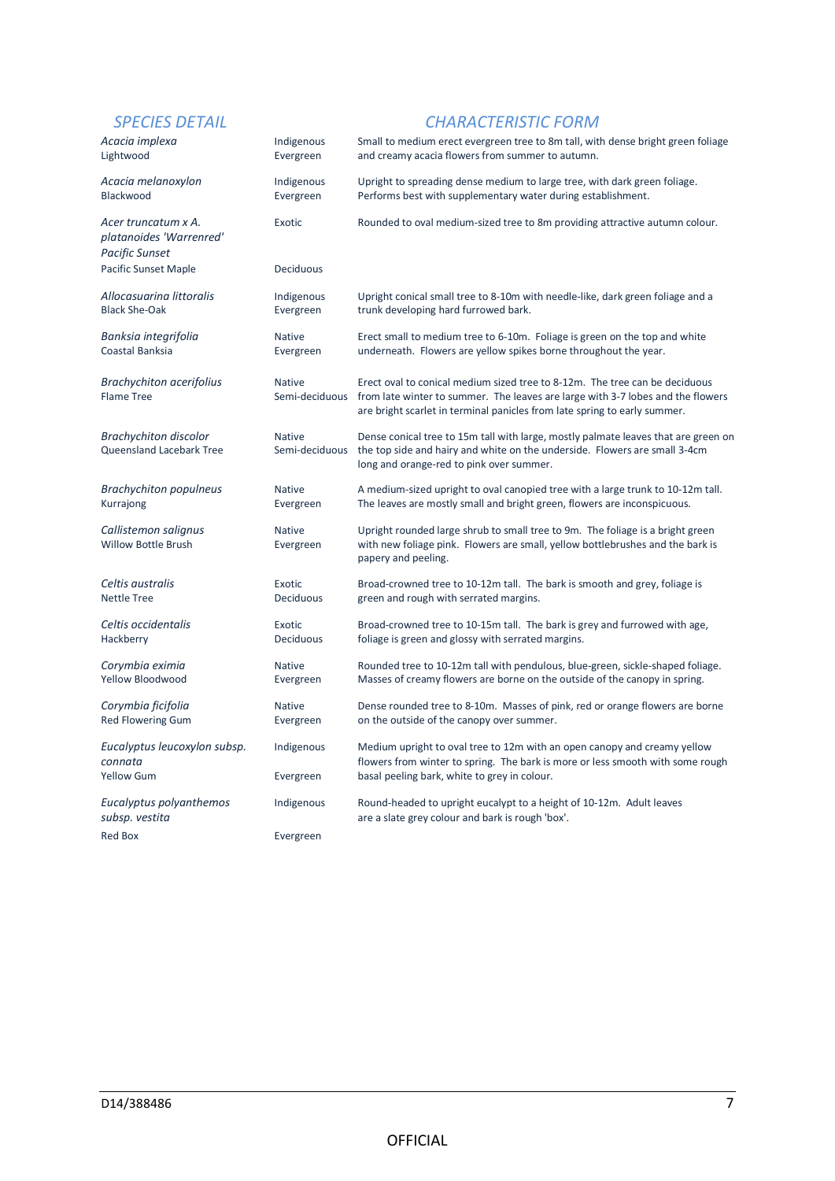| SPECIES DETAIL | | CHARACTERISTIC FORM |
|---|---|---|
| *Acacia implexa*<br>Lightwood | Indigenous<br>Evergreen | Small to medium erect evergreen tree to 8m tall, with dense bright green foliage and creamy acacia flowers from summer to autumn. |
| *Acacia melanoxylon*<br>Blackwood | Indigenous<br>Evergreen | Upright to spreading dense medium to large tree, with dark green foliage. Performs best with supplementary water during establishment. |
| *Acer truncatum x A. platanoides 'Warrenred' Pacific Sunset*<br>Pacific Sunset Maple | Exotic<br>Deciduous | Rounded to oval medium-sized tree to 8m providing attractive autumn colour. |
| *Allocasuarina littoralis*<br>Black She-Oak | Indigenous<br>Evergreen | Upright conical small tree to 8-10m with needle-like, dark green foliage and a trunk developing hard furrowed bark. |
| *Banksia integrifolia*<br>Coastal Banksia | Native<br>Evergreen | Erect small to medium tree to 6-10m. Foliage is green on the top and white underneath. Flowers are yellow spikes borne throughout the year. |
| *Brachychiton acerifolius*<br>Flame Tree | Native<br>Semi-deciduous | Erect oval to conical medium sized tree to 8-12m. The tree can be deciduous from late winter to summer. The leaves are large with 3-7 lobes and the flowers are bright scarlet in terminal panicles from late spring to early summer. |
| *Brachychiton discolor*<br>Queensland Lacebark Tree | Native<br>Semi-deciduous | Dense conical tree to 15m tall with large, mostly palmate leaves that are green on the top side and hairy and white on the underside. Flowers are small 3-4cm long and orange-red to pink over summer. |
| *Brachychiton populneus*<br>Kurrajong | Native<br>Evergreen | A medium-sized upright to oval canopied tree with a large trunk to 10-12m tall. The leaves are mostly small and bright green, flowers are inconspicuous. |
| *Callistemon salignus*<br>Willow Bottle Brush | Native<br>Evergreen | Upright rounded large shrub to small tree to 9m. The foliage is a bright green with new foliage pink. Flowers are small, yellow bottlebrushes and the bark is papery and peeling. |
| *Celtis australis*<br>Nettle Tree | Exotic<br>Deciduous | Broad-crowned tree to 10-12m tall. The bark is smooth and grey, foliage is green and rough with serrated margins. |
| *Celtis occidentalis*<br>Hackberry | Exotic<br>Deciduous | Broad-crowned tree to 10-15m tall. The bark is grey and furrowed with age, foliage is green and glossy with serrated margins. |
| *Corymbia eximia*<br>Yellow Bloodwood | Native<br>Evergreen | Rounded tree to 10-12m tall with pendulous, blue-green, sickle-shaped foliage. Masses of creamy flowers are borne on the outside of the canopy in spring. |
| *Corymbia ficifolia*<br>Red Flowering Gum | Native<br>Evergreen | Dense rounded tree to 8-10m. Masses of pink, red or orange flowers are borne on the outside of the canopy over summer. |
| *Eucalyptus leucoxylon subsp. connata*<br>Yellow Gum | Indigenous<br>Evergreen | Medium upright to oval tree to 12m with an open canopy and creamy yellow flowers from winter to spring. The bark is more or less smooth with some rough basal peeling bark, white to grey in colour. |
| *Eucalyptus polyanthemos subsp. vestita*<br>Red Box | Indigenous<br>Evergreen | Round-headed to upright eucalypt to a height of 10-12m. Adult leaves are a slate grey colour and bark is rough 'box'. |

D14/388486

OFFICIAL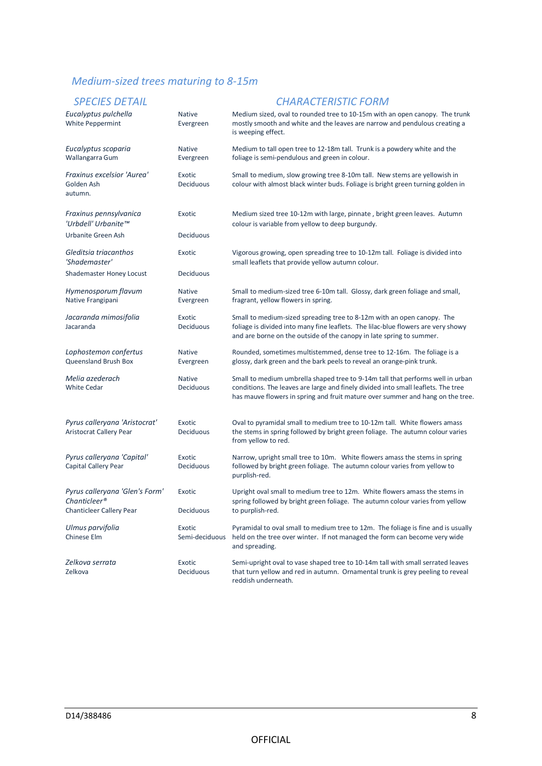## *Medium-sized trees maturing to 8-15m*

| *SPECIES DETAIL* | | *CHARACTERISTIC FORM* |
|---|---|---|
| *Eucalyptus pulchella* White Peppermint | Native Evergreen | Medium sized, oval to rounded tree to 10-15m with an open canopy. The trunk mostly smooth and white and the leaves are narrow and pendulous creating a is weeping effect. |
| *Eucalyptus scoparia* Wallangarra Gum | Native Evergreen | Medium to tall open tree to 12-18m tall. Trunk is a powdery white and the foliage is semi-pendulous and green in colour. |
| *Fraxinus excelsior 'Aurea'* Golden Ash | Exotic Deciduous | Small to medium, slow growing tree 8-10m tall. New stems are yellowish in colour with almost black winter buds. Foliage is bright green turning golden in autumn. |
| *Fraxinus pennsylvanica 'Urbdell' Urbanite™* Urbanite Green Ash | Exotic Deciduous | Medium sized tree 10-12m with large, pinnate , bright green leaves. Autumn colour is variable from yellow to deep burgundy. |
| *Gleditsia triacanthos 'Shademaster'* Shademaster Honey Locust | Exotic Deciduous | Vigorous growing, open spreading tree to 10-12m tall. Foliage is divided into small leaflets that provide yellow autumn colour. |
| *Hymenosporum flavum* Native Frangipani | Native Evergreen | Small to medium-sized tree 6-10m tall. Glossy, dark green foliage and small, fragrant, yellow flowers in spring. |
| *Jacaranda mimosifolia* Jacaranda | Exotic Deciduous | Small to medium-sized spreading tree to 8-12m with an open canopy. The foliage is divided into many fine leaflets. The lilac-blue flowers are very showy and are borne on the outside of the canopy in late spring to summer. |
| *Lophostemon confertus* Queensland Brush Box | Native Evergreen | Rounded, sometimes multistemmed, dense tree to 12-16m. The foliage is a glossy, dark green and the bark peels to reveal an orange-pink trunk. |
| *Melia azederach* White Cedar | Native Deciduous | Small to medium umbrella shaped tree to 9-14m tall that performs well in urban conditions. The leaves are large and finely divided into small leaflets. The tree has mauve flowers in spring and fruit mature over summer and hang on the tree. |
| *Pyrus calleryana 'Aristocrat'* Aristocrat Callery Pear | Exotic Deciduous | Oval to pyramidal small to medium tree to 10-12m tall. White flowers amass the stems in spring followed by bright green foliage. The autumn colour varies from yellow to red. |
| *Pyrus calleryana 'Capital'* Capital Callery Pear | Exotic Deciduous | Narrow, upright small tree to 10m. White flowers amass the stems in spring followed by bright green foliage. The autumn colour varies from yellow to purplish-red. |
| *Pyrus calleryana 'Glen's Form' Chanticleer®* Chanticleer Callery Pear | Exotic Deciduous | Upright oval small to medium tree to 12m. White flowers amass the stems in spring followed by bright green foliage. The autumn colour varies from yellow to purplish-red. |
| *Ulmus parvifolia* Chinese Elm | Exotic Semi-deciduous | Pyramidal to oval small to medium tree to 12m. The foliage is fine and is usually held on the tree over winter. If not managed the form can become very wide and spreading. |
| *Zelkova serrata* Zelkova | Exotic Deciduous | Semi-upright oval to vase shaped tree to 10-14m tall with small serrated leaves that turn yellow and red in autumn. Ornamental trunk is grey peeling to reveal reddish underneath. |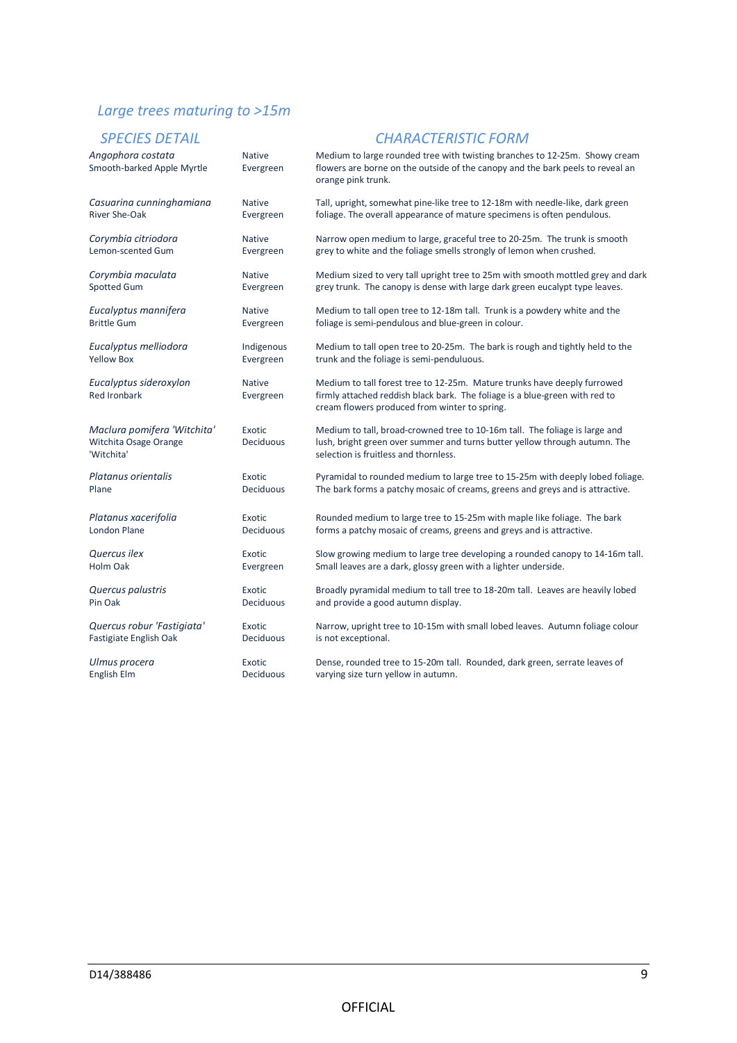## Large trees maturing to >15m

| SPECIES DETAIL | | CHARACTERISTIC FORM |
|---|---|---|
| *Angophora costata* Smooth-barked Apple Myrtle | Native Evergreen | Medium to large rounded tree with twisting branches to 12-25m. Showy cream flowers are borne on the outside of the canopy and the bark peels to reveal an orange pink trunk. |
| *Casuarina cunninghamiana* River She-Oak | Native Evergreen | Tall, upright, somewhat pine-like tree to 12-18m with needle-like, dark green foliage. The overall appearance of mature specimens is often pendulous. |
| *Corymbia citriodora* Lemon-scented Gum | Native Evergreen | Narrow open medium to large, graceful tree to 20-25m. The trunk is smooth grey to white and the foliage smells strongly of lemon when crushed. |
| *Corymbia maculata* Spotted Gum | Native Evergreen | Medium sized to very tall upright tree to 25m with smooth mottled grey and dark grey trunk. The canopy is dense with large dark green eucalypt type leaves. |
| *Eucalyptus mannifera* Brittle Gum | Native Evergreen | Medium to tall open tree to 12-18m tall. Trunk is a powdery white and the foliage is semi-pendulous and blue-green in colour. |
| *Eucalyptus melliodora* Yellow Box | Indigenous Evergreen | Medium to tall open tree to 20-25m. The bark is rough and tightly held to the trunk and the foliage is semi-penduluous. |
| *Eucalyptus sideroxylon* Red Ironbark | Native Evergreen | Medium to tall forest tree to 12-25m. Mature trunks have deeply furrowed firmly attached reddish black bark. The foliage is a blue-green with red to cream flowers produced from winter to spring. |
| *Maclura pomifera 'Witchita'* Witchita Osage Orange 'Witchita' | Exotic Deciduous | Medium to tall, broad-crowned tree to 10-16m tall. The foliage is large and lush, bright green over summer and turns butter yellow through autumn. The selection is fruitless and thornless. |
| *Platanus orientalis* Plane | Exotic Deciduous | Pyramidal to rounded medium to large tree to 15-25m with deeply lobed foliage. The bark forms a patchy mosaic of creams, greens and greys and is attractive. |
| *Platanus xacerifolia* London Plane | Exotic Deciduous | Rounded medium to large tree to 15-25m with maple like foliage. The bark forms a patchy mosaic of creams, greens and greys and is attractive. |
| *Quercus ilex* Holm Oak | Exotic Evergreen | Slow growing medium to large tree developing a rounded canopy to 14-16m tall. Small leaves are a dark, glossy green with a lighter underside. |
| *Quercus palustris* Pin Oak | Exotic Deciduous | Broadly pyramidal medium to tall tree to 18-20m tall. Leaves are heavily lobed and provide a good autumn display. |
| *Quercus robur 'Fastigiata'* Fastigiate English Oak | Exotic Deciduous | Narrow, upright tree to 10-15m with small lobed leaves. Autumn foliage colour is not exceptional. |
| *Ulmus procera* English Elm | Exotic Deciduous | Dense, rounded tree to 15-20m tall. Rounded, dark green, serrate leaves of varying size turn yellow in autumn. |